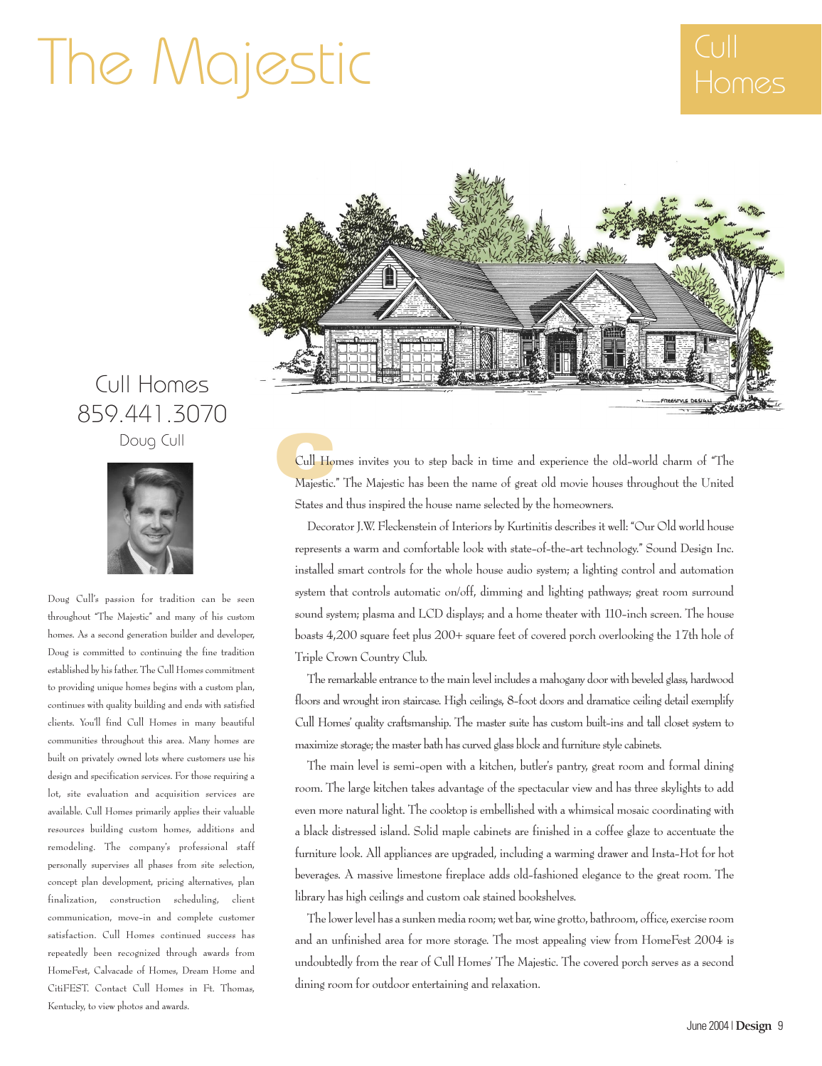# The Majestic

## Cull Homes

### Cull Homes
859.441.3070
Doug Cull

Doug Cull's passion for tradition can be seen throughout "The Majestic" and many of his custom homes. As a second generation builder and developer, Doug is committed to continuing the fine tradition established by his father. The Cull Homes commitment to providing unique homes begins with a custom plan, continues with quality building and ends with satisfied clients. You'll find Cull Homes in many beautiful communities throughout this area. Many homes are built on privately owned lots where customers use his design and specification services. For those requiring a lot, site evaluation and acquisition services are available. Cull Homes primarily applies their valuable resources building custom homes, additions and remodeling. The company's professional staff personally supervises all phases from site selection, concept plan development, pricing alternatives, plan finalization, construction scheduling, client communication, move-in and complete customer satisfaction. Cull Homes continued success has repeatedly been recognized through awards from HomeFest, Calvacade of Homes, Dream Home and CitiFEST. Contact Cull Homes in Ft. Thomas, Kentucky, to view photos and awards.

Cull Homes invites you to step back in time and experience the old-world charm of "The Majestic." The Majestic has been the name of great old movie houses throughout the United States and thus inspired the house name selected by the homeowners.

Decorator J.W. Fleckenstein of Interiors by Kurtinitis describes it well: "Our Old world house represents a warm and comfortable look with state-of-the-art technology." Sound Design Inc. installed smart controls for the whole house audio system; a lighting control and automation system that controls automatic on/off, dimming and lighting pathways; great room surround sound system; plasma and LCD displays; and a home theater with 110-inch screen. The house boasts 4,200 square feet plus 200+ square feet of covered porch overlooking the 17th hole of Triple Crown Country Club.

The remarkable entrance to the main level includes a mahogany door with beveled glass, hardwood floors and wrought iron staircase. High ceilings, 8-foot doors and dramatice ceiling detail exemplify Cull Homes' quality craftsmanship. The master suite has custom built-ins and tall closet system to maximize storage; the master bath has curved glass block and furniture style cabinets.

The main level is semi-open with a kitchen, butler's pantry, great room and formal dining room. The large kitchen takes advantage of the spectacular view and has three skylights to add even more natural light. The cooktop is embellished with a whimsical mosaic coordinating with a black distressed island. Solid maple cabinets are finished in a coffee glaze to accentuate the furniture look. All appliances are upgraded, including a warming drawer and Insta-Hot for hot beverages. A massive limestone fireplace adds old-fashioned elegance to the great room. The library has high ceilings and custom oak stained bookshelves.

The lower level has a sunken media room; wet bar, wine grotto, bathroom, office, exercise room and an unfinished area for more storage. The most appealing view from HomeFest 2004 is undoubtedly from the rear of Cull Homes' The Majestic. The covered porch serves as a second dining room for outdoor entertaining and relaxation.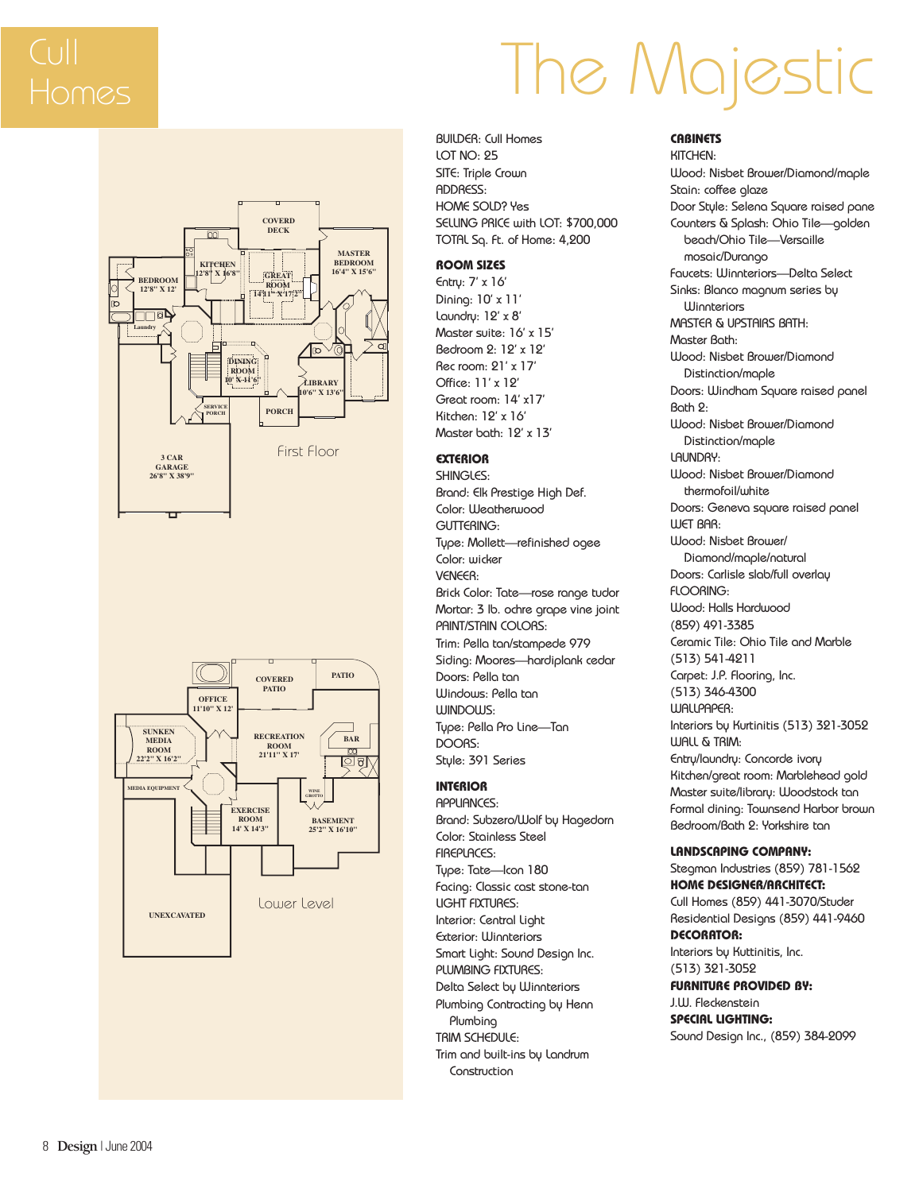Cull Homes

# The Majestic

COVERD DECK
KITCHEN 12'8" X 16'8"
GREAT ROOM 14'11" X 17'2"
MASTER BEDROOM 16'4" X 15'6"
BEDROOM 12'8" X 12'
Laundry
DINING ROOM 10' X 11'6"
LIBRARY 10'6" X 13'6"
SERVICE PORCH
PORCH
3 CAR GARAGE 26'8" X 38'9"

First Floor

COVERED PATIO
PATIO
OFFICE 11'10" X 12'
SUNKEN MEDIA ROOM 22'2" X 16'2"
RECREATION ROOM 21'11" X 17'
BAR
MEDIA EQUIPMENT
WINE GROTTO
EXERCISE ROOM 14' X 14'3"
BASEMENT 25'2" X 16'10"
UNEXCAVATED

Lower Level

BUILDER: Cull Homes
LOT NO: 25
SITE: Triple Crown
ADDRESS:
HOME SOLD? Yes
SELLING PRICE with LOT: $700,000
TOTAL Sq. Ft. of Home: 4,200

## ROOM SIZES

Entry: 7' x 16'
Dining: 10' x 11'
Laundry: 12' x 8'
Master suite: 16' x 15'
Bedroom 2: 12' x 12'
Rec room: 21' x 17'
Office: 11' x 12'
Great room: 14' x17'
Kitchen: 12' x 16'
Master bath: 12' x 13'

## EXTERIOR

SHINGLES:
Brand: Elk Prestige High Def.
Color: Weatherwood
GUTTERING:
Type: Mollett—refinished ogee
Color: wicker
VENEER:
Brick Color: Tate—rose range tudor
Mortar: 3 lb. ochre grape vine joint
PAINT/STAIN COLORS:
Trim: Pella tan/stampede 979
Siding: Moores—hardiplank cedar
Doors: Pella tan
Windows: Pella tan
WINDOWS:
Type: Pella Pro Line—Tan
DOORS:
Style: 391 Series

## INTERIOR

APPLIANCES:
Brand: Subzero/Wolf by Hagedorn
Color: Stainless Steel
FIREPLACES:
Type: Tate—Icon 180
Facing: Classic cast stone-tan
LIGHT FIXTURES:
Interior: Central Light
Exterior: Winnteriors
Smart Light: Sound Design Inc.
PLUMBING FIXTURES:
Delta Select by Winnteriors
Plumbing Contracting by Henn Plumbing
TRIM SCHEDULE:
Trim and built-ins by Landrum Construction

## CABINETS

KITCHEN:
Wood: Nisbet Brower/Diamond/maple
Stain: coffee glaze
Door Style: Selena Square raised pane
Counters & Splash: Ohio Tile—golden beach/Ohio Tile—Versaille mosaic/Durango
Faucets: Winnteriors—Delta Select
Sinks: Blanco magnum series by Winnteriors
MASTER & UPSTAIRS BATH:
Master Bath:
Wood: Nisbet Brower/Diamond Distinction/maple
Doors: Windham Square raised panel
Bath 2:
Wood: Nisbet Brower/Diamond Distinction/maple
LAUNDRY:
Wood: Nisbet Brower/Diamond thermofoil/white
Doors: Geneva square raised panel
WET BAR:
Wood: Nisbet Brower/ Diamond/maple/natural
Doors: Carlisle slab/full overlay
FLOORING:
Wood: Halls Hardwood
(859) 491-3385
Ceramic Tile: Ohio Tile and Marble
(513) 541-4211
Carpet: J.P. Flooring, Inc.
(513) 346-4300
WALLPAPER:
Interiors by Kurtinitis (513) 321-3052
WALL & TRIM:
Entry/laundry: Concorde ivory
Kitchen/great room: Marblehead gold
Master suite/library: Woodstock tan
Formal dining: Townsend Harbor brown
Bedroom/Bath 2: Yorkshire tan

**LANDSCAPING COMPANY:**
Stegman Industries (859) 781-1562
**HOME DESIGNER/ARCHITECT:**
Cull Homes (859) 441-3070/Studer Residential Designs (859) 441-9460
**DECORATOR:**
Interiors by Kuttinitis, Inc.
(513) 321-3052
**FURNITURE PROVIDED BY:**
J.W. Fleckenstein
**SPECIAL LIGHTING:**
Sound Design Inc., (859) 384-2099